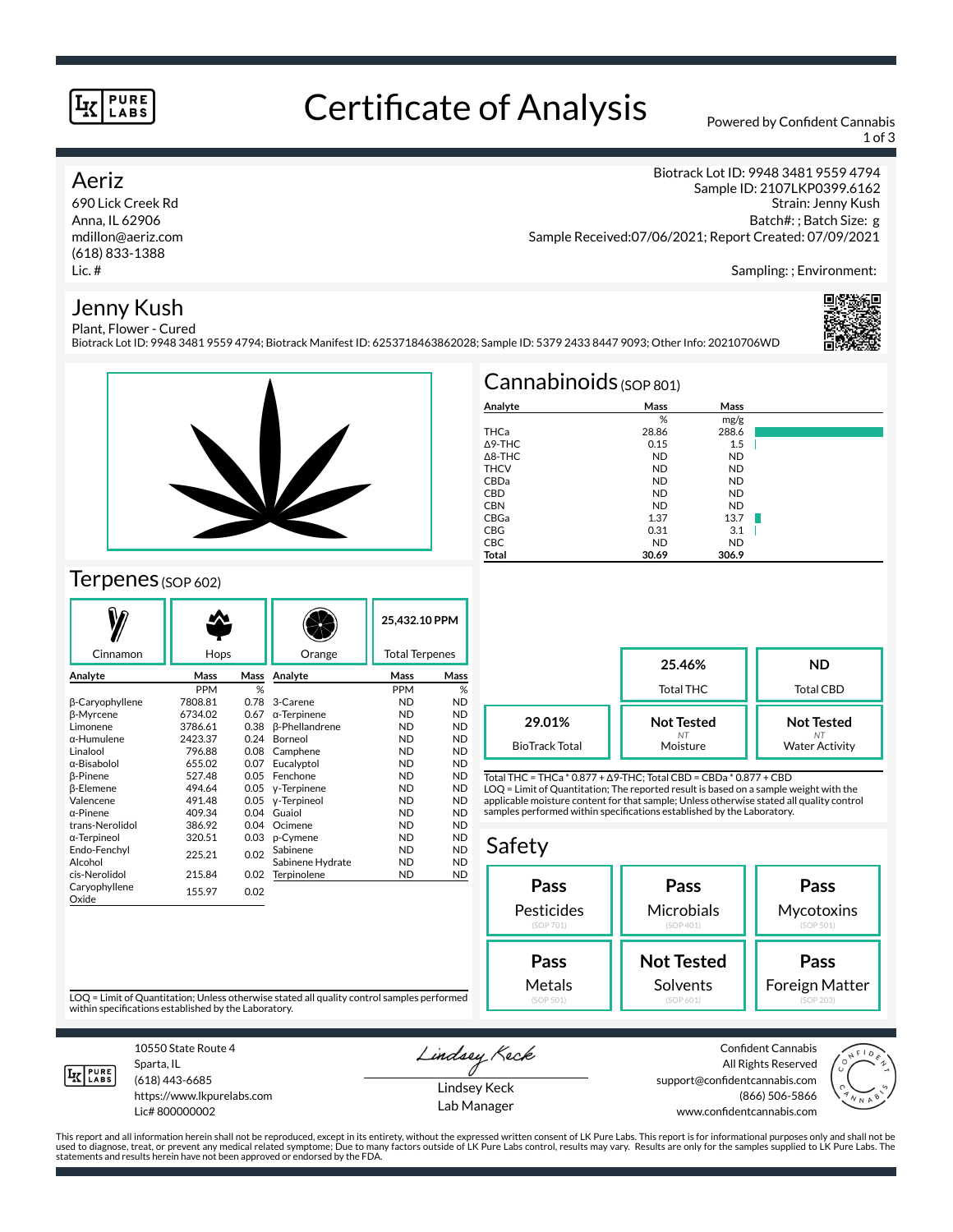# Certificate of Analysis

Powered by Confident Cannabis

## Aeriz

690 Lick Creek Rd
Anna, IL 62906
mdillon@aeriz.com
(618) 833-1388
Lic. #

Biotrack Lot ID: 9948 3481 9559 4794
Sample ID: 2107LKP0399.6162
Strain: Jenny Kush
Batch#: ; Batch Size: g
Sample Received:07/06/2021; Report Created: 07/09/2021

Sampling: ; Environment:

## Jenny Kush

Plant, Flower - Cured
Biotrack Lot ID: 9948 3481 9559 4794; Biotrack Manifest ID: 6253718463862028; Sample ID: 5379 2433 8447 9093; Other Info: 20210706WD

## Cannabinoids (SOP 801)

| Analyte | Mass | Mass |
|---|---|---|
| | % | mg/g |
| THCa | 28.86 | 288.6 |
| Δ9-THC | 0.15 | 1.5 |
| Δ8-THC | ND | ND |
| THCV | ND | ND |
| CBDa | ND | ND |
| CBD | ND | ND |
| CBN | ND | ND |
| CBGa | 1.37 | 13.7 |
| CBG | 0.31 | 3.1 |
| CBC | ND | ND |
| **Total** | **30.69** | **306.9** |

| | | |
|---|---|---|
| | **25.46%** Total THC | **ND** Total CBD |
| **29.01%** BioTrack Total | **Not Tested** (NT) Moisture | **Not Tested** (NT) Water Activity |

Total THC = THCa * 0.877 + Δ9-THC; Total CBD = CBDa * 0.877 + CBD
LOQ = Limit of Quantitation; The reported result is based on a sample weight with the applicable moisture content for that sample; Unless otherwise stated all quality control samples performed within specifications established by the Laboratory.

## Terpenes (SOP 602)

Cinnamon | Hops | Orange | **25,432.10 PPM** Total Terpenes

| Analyte | Mass | Mass | Analyte | Mass | Mass |
|---|---|---|---|---|---|
| | PPM | % | | PPM | % |
| β-Caryophyllene | 7808.81 | 0.78 | 3-Carene | ND | ND |
| β-Myrcene | 6734.02 | 0.67 | α-Terpinene | ND | ND |
| Limonene | 3786.61 | 0.38 | β-Phellandrene | ND | ND |
| α-Humulene | 2423.37 | 0.24 | Borneol | ND | ND |
| Linalool | 796.88 | 0.08 | Camphene | ND | ND |
| α-Bisabolol | 655.02 | 0.07 | Eucalyptol | ND | ND |
| β-Pinene | 527.48 | 0.05 | Fenchone | ND | ND |
| β-Elemene | 494.64 | 0.05 | γ-Terpinene | ND | ND |
| Valencene | 491.48 | 0.05 | γ-Terpineol | ND | ND |
| α-Pinene | 409.34 | 0.04 | Guaiol | ND | ND |
| trans-Nerolidol | 386.92 | 0.04 | Ocimene | ND | ND |
| α-Terpineol | 320.51 | 0.03 | p-Cymene | ND | ND |
| Endo-Fenchyl Alcohol | 225.21 | 0.02 | Sabinene | ND | ND |
| | | | Sabinene Hydrate | ND | ND |
| cis-Nerolidol | 215.84 | 0.02 | Terpinolene | ND | ND |
| Caryophyllene Oxide | 155.97 | 0.02 | | | |

LOQ = Limit of Quantitation; Unless otherwise stated all quality control samples performed within specifications established by the Laboratory.

## Safety

| | | |
|---|---|---|
| **Pass** Pesticides (SOP 701) | **Pass** Microbials (SOP 401) | **Pass** Mycotoxins (SOP 501) |
| **Pass** Metals (SOP 501) | **Not Tested** Solvents (SOP 601) | **Pass** Foreign Matter (SOP 203) |

10550 State Route 4
Sparta, IL
(618) 443-6685
https://www.lkpurelabs.com
Lic# 800000002

Lindsey Keck
Lab Manager

Confident Cannabis
All Rights Reserved
support@confidentcannabis.com
(866) 506-5866
www.confidentcannabis.com

This report and all information herein shall not be reproduced, except in its entirety, without the expressed written consent of LK Pure Labs. This report is for informational purposes only and shall not be used to diagnose, treat, or prevent any medical related symptome; Due to many factors outside of LK Pure Labs control, results may vary. Results are only for the samples supplied to LK Pure Labs. The statements and results herein have not been approved or endorsed by the FDA.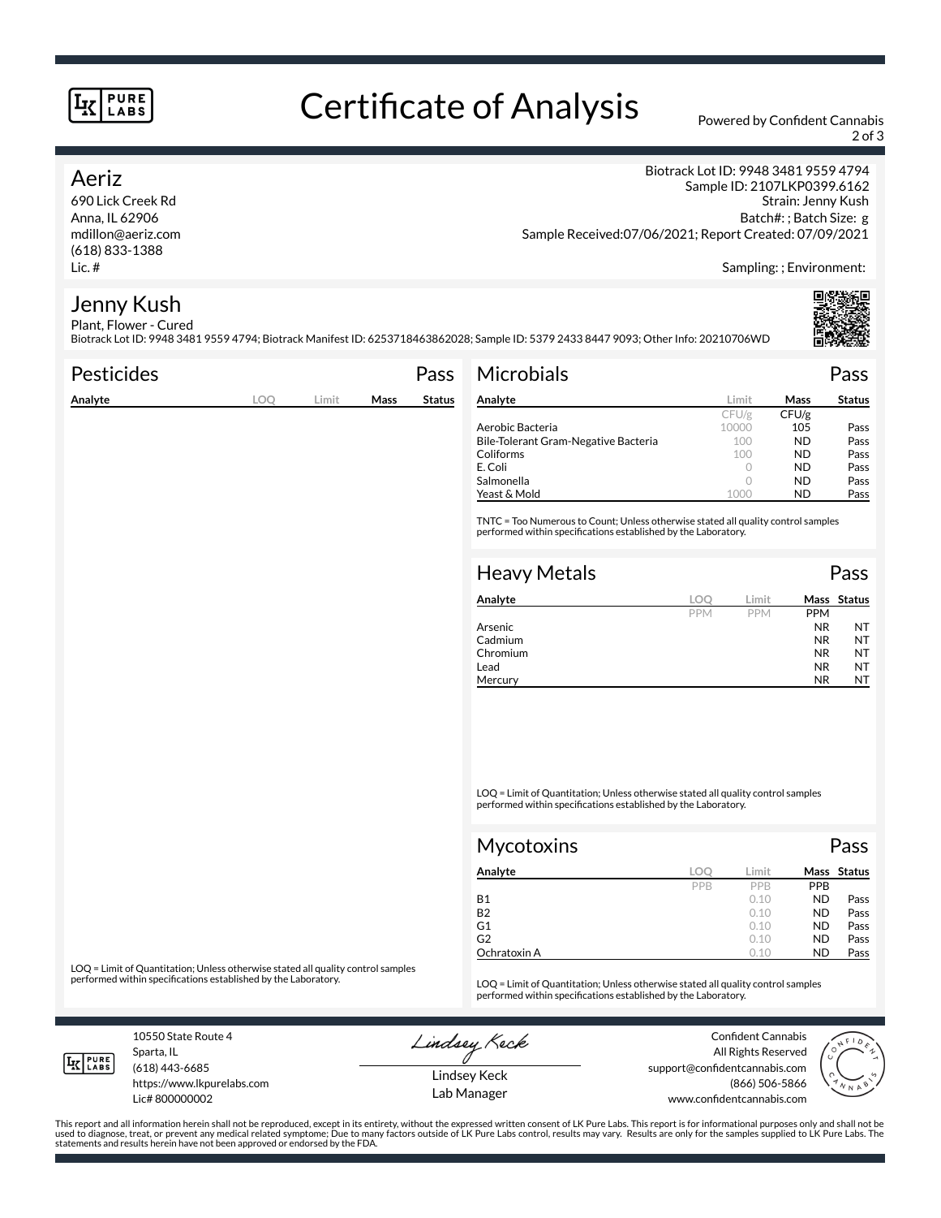# Certificate of Analysis

Powered by Confident Cannabis

## Aeriz

690 Lick Creek Rd
Anna, IL 62906
mdillon@aeriz.com
(618) 833-1388
Lic. #

Biotrack Lot ID: 9948 3481 9559 4794
Sample ID: 2107LKP0399.6162
Strain: Jenny Kush
Batch#: ; Batch Size: g
Sample Received:07/06/2021; Report Created: 07/09/2021

Sampling: ; Environment:

## Jenny Kush

Plant, Flower - Cured
Biotrack Lot ID: 9948 3481 9559 4794; Biotrack Manifest ID: 6253718463862028; Sample ID: 5379 2433 8447 9093; Other Info: 20210706WD

### Pesticides — Pass

| Analyte | LOQ | Limit | Mass | Status |
|---|---|---|---|---|

LOQ = Limit of Quantitation; Unless otherwise stated all quality control samples performed within specifications established by the Laboratory.

### Microbials — Pass

| Analyte | Limit | Mass | Status |
|---|---|---|---|
| | CFU/g | CFU/g | |
| Aerobic Bacteria | 10000 | 105 | Pass |
| Bile-Tolerant Gram-Negative Bacteria | 100 | ND | Pass |
| Coliforms | 100 | ND | Pass |
| E. Coli | 0 | ND | Pass |
| Salmonella | 0 | ND | Pass |
| Yeast & Mold | 1000 | ND | Pass |

TNTC = Too Numerous to Count; Unless otherwise stated all quality control samples performed within specifications established by the Laboratory.

### Heavy Metals — Pass

| Analyte | LOQ | Limit | Mass | Status |
|---|---|---|---|---|
| | PPM | PPM | PPM | |
| Arsenic | | | NR | NT |
| Cadmium | | | NR | NT |
| Chromium | | | NR | NT |
| Lead | | | NR | NT |
| Mercury | | | NR | NT |

LOQ = Limit of Quantitation; Unless otherwise stated all quality control samples performed within specifications established by the Laboratory.

### Mycotoxins — Pass

| Analyte | LOQ | Limit | Mass | Status |
|---|---|---|---|---|
| | PPB | PPB | PPB | |
| B1 | | 0.10 | ND | Pass |
| B2 | | 0.10 | ND | Pass |
| G1 | | 0.10 | ND | Pass |
| G2 | | 0.10 | ND | Pass |
| Ochratoxin A | | 0.10 | ND | Pass |

LOQ = Limit of Quantitation; Unless otherwise stated all quality control samples performed within specifications established by the Laboratory.

10550 State Route 4
Sparta, IL
(618) 443-6685
https://www.lkpurelabs.com
Lic# 800000002

Lindsey Keck
Lab Manager

Confident Cannabis
All Rights Reserved
support@confidentcannabis.com
(866) 506-5866
www.confidentcannabis.com

This report and all information herein shall not be reproduced, except in its entirety, without the expressed written consent of LK Pure Labs. This report is for informational purposes only and shall not be used to diagnose, treat, or prevent any medical related symptome; Due to many factors outside of LK Pure Labs control, results may vary. Results are only for the samples supplied to LK Pure Labs. The statements and results herein have not been approved or endorsed by the FDA.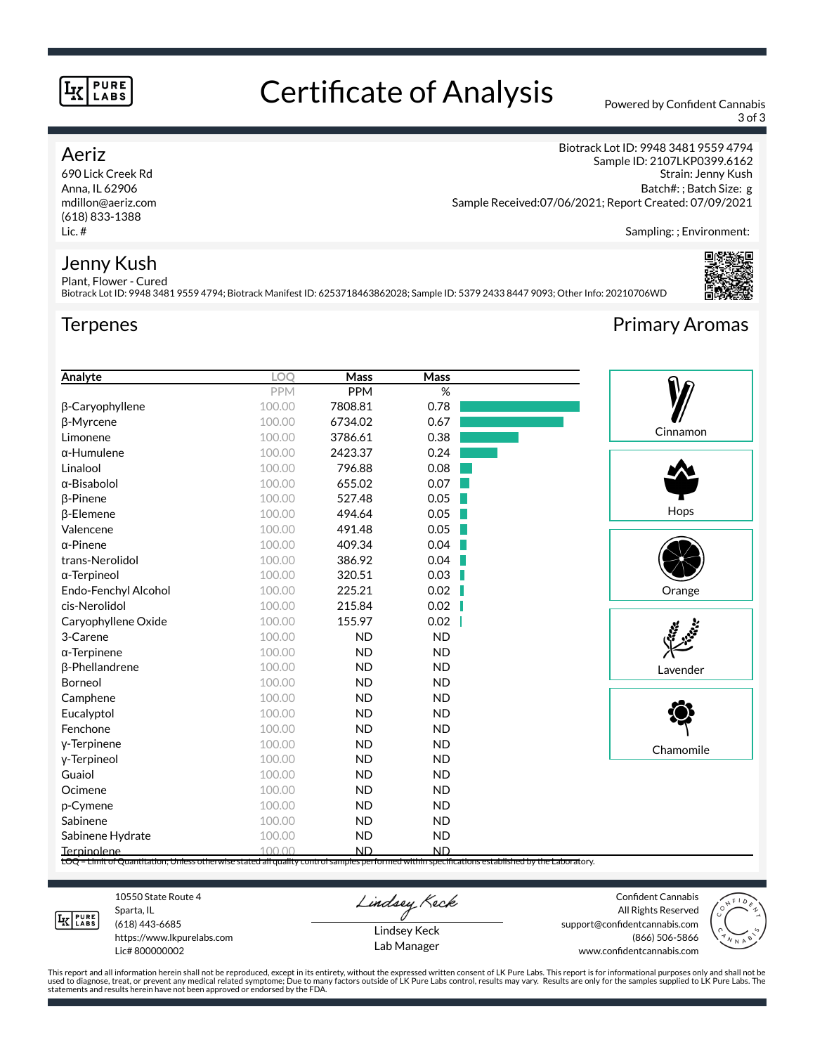# Certificate of Analysis

Powered by Confident Cannabis

## Aeriz

690 Lick Creek Rd
Anna, IL 62906
mdillon@aeriz.com
(618) 833-1388
Lic. #

Biotrack Lot ID: 9948 3481 9559 4794
Sample ID: 2107LKP0399.6162
Strain: Jenny Kush
Batch#: ; Batch Size: g
Sample Received:07/06/2021; Report Created: 07/09/2021

Sampling: ; Environment:

## Jenny Kush

Plant, Flower - Cured
Biotrack Lot ID: 9948 3481 9559 4794; Biotrack Manifest ID: 6253718463862028; Sample ID: 5379 2433 8447 9093; Other Info: 20210706WD

## Terpenes

| Analyte | LOQ | Mass | Mass |
|---|---|---|---|
| | PPM | PPM | % |
| β-Caryophyllene | 100.00 | 7808.81 | 0.78 |
| β-Myrcene | 100.00 | 6734.02 | 0.67 |
| Limonene | 100.00 | 3786.61 | 0.38 |
| α-Humulene | 100.00 | 2423.37 | 0.24 |
| Linalool | 100.00 | 796.88 | 0.08 |
| α-Bisabolol | 100.00 | 655.02 | 0.07 |
| β-Pinene | 100.00 | 527.48 | 0.05 |
| β-Elemene | 100.00 | 494.64 | 0.05 |
| Valencene | 100.00 | 491.48 | 0.05 |
| α-Pinene | 100.00 | 409.34 | 0.04 |
| trans-Nerolidol | 100.00 | 386.92 | 0.04 |
| α-Terpineol | 100.00 | 320.51 | 0.03 |
| Endo-Fenchyl Alcohol | 100.00 | 225.21 | 0.02 |
| cis-Nerolidol | 100.00 | 215.84 | 0.02 |
| Caryophyllene Oxide | 100.00 | 155.97 | 0.02 |
| 3-Carene | 100.00 | ND | ND |
| α-Terpinene | 100.00 | ND | ND |
| β-Phellandrene | 100.00 | ND | ND |
| Borneol | 100.00 | ND | ND |
| Camphene | 100.00 | ND | ND |
| Eucalyptol | 100.00 | ND | ND |
| Fenchone | 100.00 | ND | ND |
| γ-Terpinene | 100.00 | ND | ND |
| γ-Terpineol | 100.00 | ND | ND |
| Guaiol | 100.00 | ND | ND |
| Ocimene | 100.00 | ND | ND |
| p-Cymene | 100.00 | ND | ND |
| Sabinene | 100.00 | ND | ND |
| Sabinene Hydrate | 100.00 | ND | ND |
| Terpinolene | 100.00 | ND | ND |

LOQ = Limit of Quantitation; Unless otherwise stated all quality control samples performed within specifications established by the Laboratory.

## Primary Aromas

Cinnamon

Hops

Orange

Lavender

Chamomile

---

10550 State Route 4
Sparta, IL
(618) 443-6685
https://www.lkpurelabs.com
Lic# 800000002

Lindsey Keck
Lab Manager

Confident Cannabis
All Rights Reserved
support@confidentcannabis.com
(866) 506-5866
www.confidentcannabis.com

This report and all information herein shall not be reproduced, except in its entirety, without the expressed written consent of LK Pure Labs. This report is for informational purposes only and shall not be used to diagnose, treat, or prevent any medical related symptome; Due to many factors outside of LK Pure Labs control, results may vary. Results are only for the samples supplied to LK Pure Labs. The statements and results herein have not been approved or endorsed by the FDA.